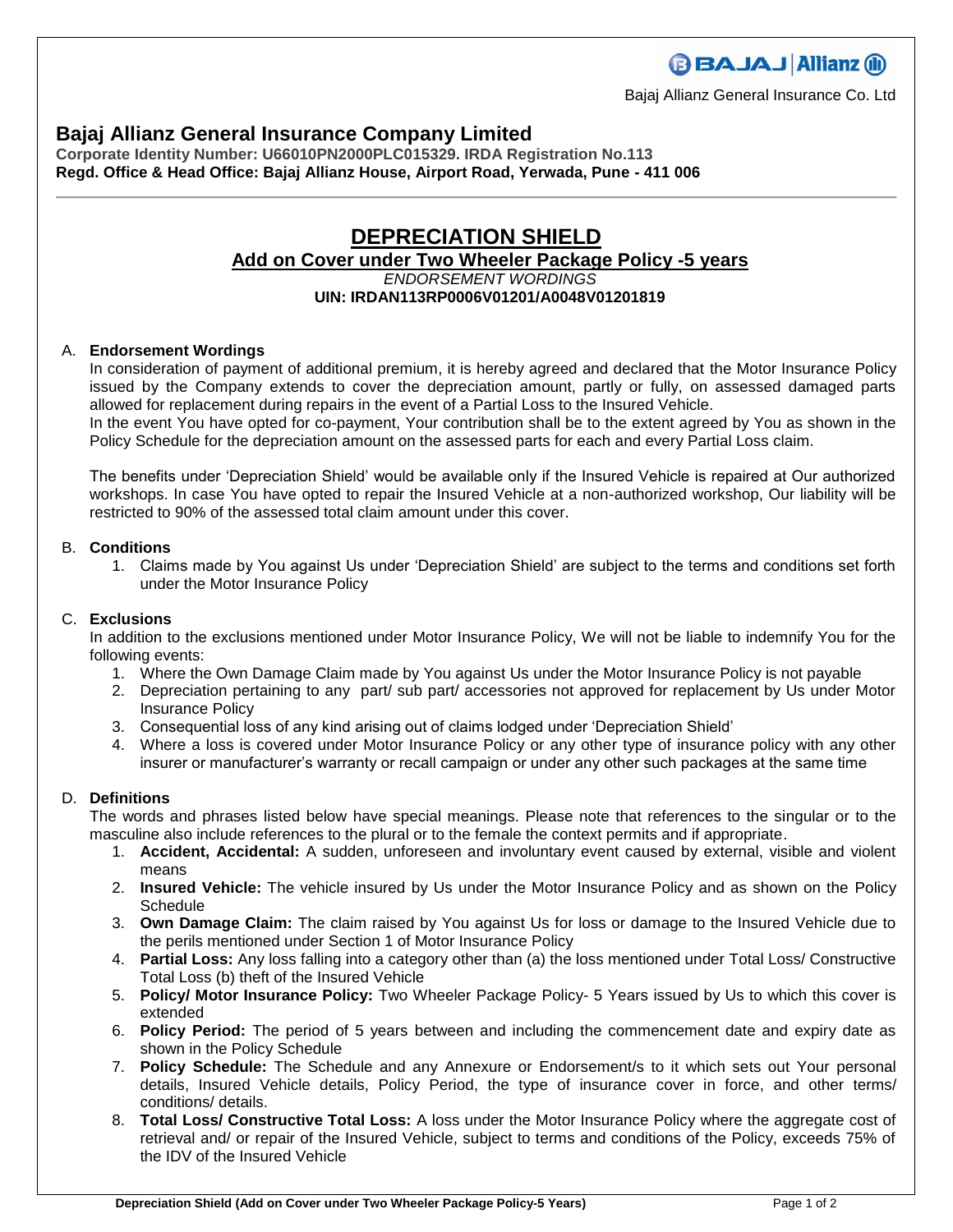Bajaj Allianz General Insurance Co. Ltd

# Bajaj Allianz General Insurance Company Limited

**Corporate Identity Number: U66010PN2000PLC015329. IRDA Registration No.113**
**Regd. Office & Head Office: Bajaj Allianz House, Airport Road, Yerwada, Pune - 411 006**

---

## DEPRECIATION SHIELD

### Add on Cover under Two Wheeler Package Policy -5 years

*ENDORSEMENT WORDINGS*

**UIN: IRDAN113RP0006V01201/A0048V01201819**

A. **Endorsement Wordings**

In consideration of payment of additional premium, it is hereby agreed and declared that the Motor Insurance Policy issued by the Company extends to cover the depreciation amount, partly or fully, on assessed damaged parts allowed for replacement during repairs in the event of a Partial Loss to the Insured Vehicle.

In the event You have opted for co-payment, Your contribution shall be to the extent agreed by You as shown in the Policy Schedule for the depreciation amount on the assessed parts for each and every Partial Loss claim.

The benefits under 'Depreciation Shield' would be available only if the Insured Vehicle is repaired at Our authorized workshops. In case You have opted to repair the Insured Vehicle at a non-authorized workshop, Our liability will be restricted to 90% of the assessed total claim amount under this cover.

B. **Conditions**

1. Claims made by You against Us under 'Depreciation Shield' are subject to the terms and conditions set forth under the Motor Insurance Policy

C. **Exclusions**

In addition to the exclusions mentioned under Motor Insurance Policy, We will not be liable to indemnify You for the following events:

1. Where the Own Damage Claim made by You against Us under the Motor Insurance Policy is not payable
2. Depreciation pertaining to any part/ sub part/ accessories not approved for replacement by Us under Motor Insurance Policy
3. Consequential loss of any kind arising out of claims lodged under 'Depreciation Shield'
4. Where a loss is covered under Motor Insurance Policy or any other type of insurance policy with any other insurer or manufacturer's warranty or recall campaign or under any other such packages at the same time

D. **Definitions**

The words and phrases listed below have special meanings. Please note that references to the singular or to the masculine also include references to the plural or to the female the context permits and if appropriate.

1. **Accident, Accidental:** A sudden, unforeseen and involuntary event caused by external, visible and violent means
2. **Insured Vehicle:** The vehicle insured by Us under the Motor Insurance Policy and as shown on the Policy Schedule
3. **Own Damage Claim:** The claim raised by You against Us for loss or damage to the Insured Vehicle due to the perils mentioned under Section 1 of Motor Insurance Policy
4. **Partial Loss:** Any loss falling into a category other than (a) the loss mentioned under Total Loss/ Constructive Total Loss (b) theft of the Insured Vehicle
5. **Policy/ Motor Insurance Policy:** Two Wheeler Package Policy- 5 Years issued by Us to which this cover is extended
6. **Policy Period:** The period of 5 years between and including the commencement date and expiry date as shown in the Policy Schedule
7. **Policy Schedule:** The Schedule and any Annexure or Endorsement/s to it which sets out Your personal details, Insured Vehicle details, Policy Period, the type of insurance cover in force, and other terms/ conditions/ details.
8. **Total Loss/ Constructive Total Loss:** A loss under the Motor Insurance Policy where the aggregate cost of retrieval and/ or repair of the Insured Vehicle, subject to terms and conditions of the Policy, exceeds 75% of the IDV of the Insured Vehicle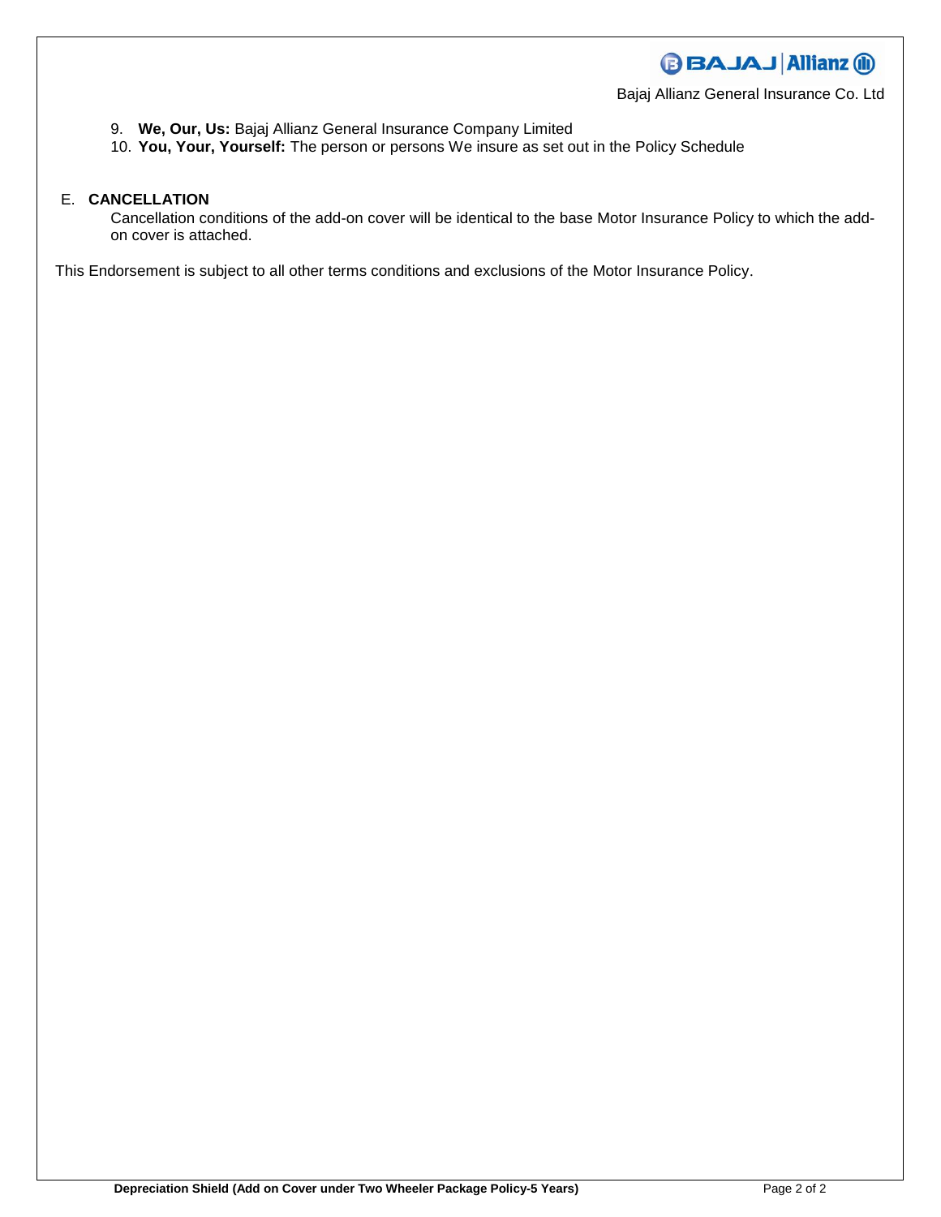9. **We, Our, Us:** Bajaj Allianz General Insurance Company Limited
10. **You, Your, Yourself:** The person or persons We insure as set out in the Policy Schedule

## E. CANCELLATION

Cancellation conditions of the add-on cover will be identical to the base Motor Insurance Policy to which the add-on cover is attached.

This Endorsement is subject to all other terms conditions and exclusions of the Motor Insurance Policy.